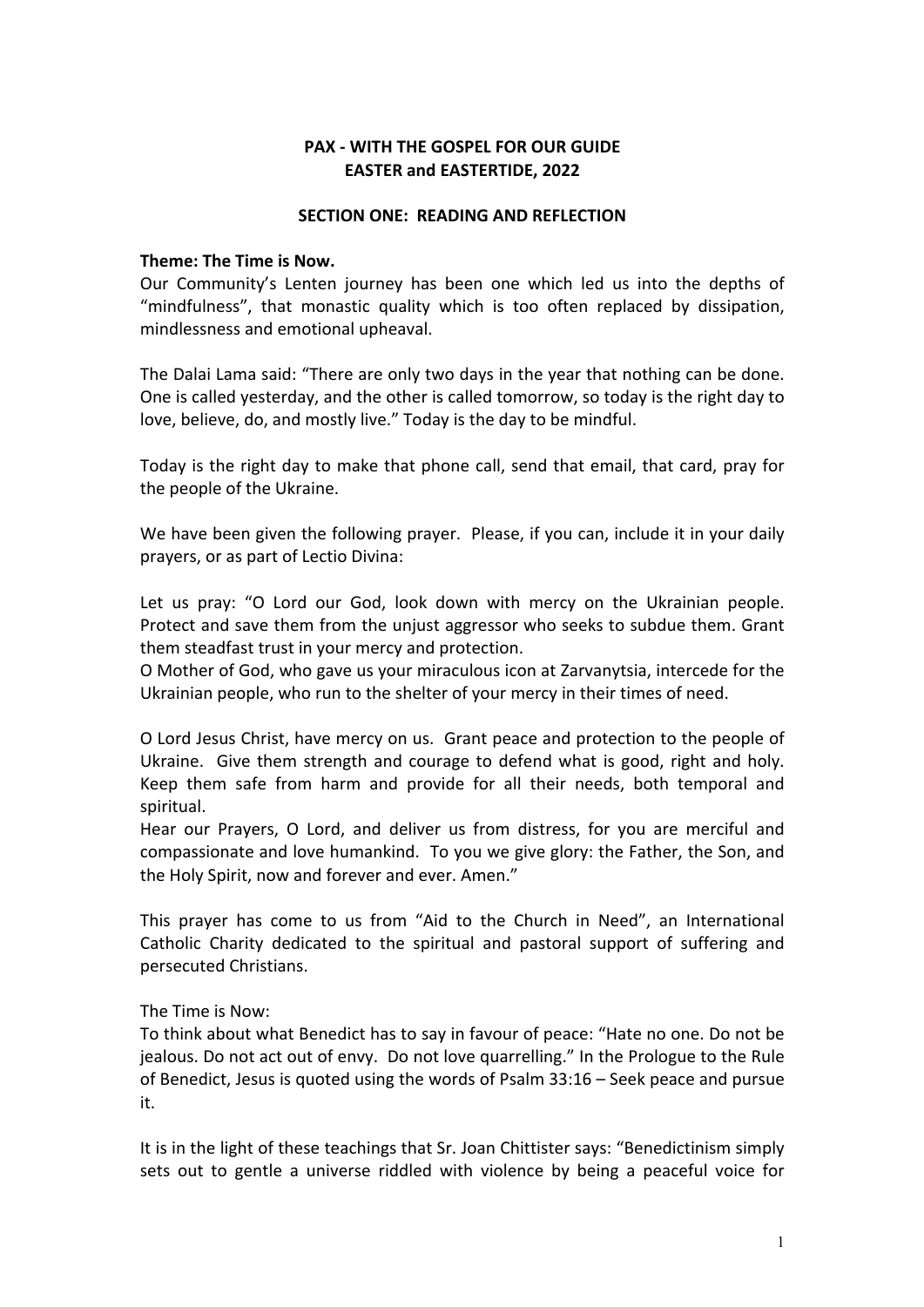**PAX - WITH THE GOSPEL FOR OUR GUIDE**
**EASTER and EASTERTIDE, 2022**

## SECTION ONE: READING AND REFLECTION

**Theme: The Time is Now.**

Our Community's Lenten journey has been one which led us into the depths of "mindfulness", that monastic quality which is too often replaced by dissipation, mindlessness and emotional upheaval.

The Dalai Lama said: "There are only two days in the year that nothing can be done. One is called yesterday, and the other is called tomorrow, so today is the right day to love, believe, do, and mostly live." Today is the day to be mindful.

Today is the right day to make that phone call, send that email, that card, pray for the people of the Ukraine.

We have been given the following prayer. Please, if you can, include it in your daily prayers, or as part of Lectio Divina:

Let us pray: "O Lord our God, look down with mercy on the Ukrainian people. Protect and save them from the unjust aggressor who seeks to subdue them. Grant them steadfast trust in your mercy and protection.
O Mother of God, who gave us your miraculous icon at Zarvanytsia, intercede for the Ukrainian people, who run to the shelter of your mercy in their times of need.

O Lord Jesus Christ, have mercy on us. Grant peace and protection to the people of Ukraine. Give them strength and courage to defend what is good, right and holy. Keep them safe from harm and provide for all their needs, both temporal and spiritual.
Hear our Prayers, O Lord, and deliver us from distress, for you are merciful and compassionate and love humankind. To you we give glory: the Father, the Son, and the Holy Spirit, now and forever and ever. Amen."

This prayer has come to us from "Aid to the Church in Need", an International Catholic Charity dedicated to the spiritual and pastoral support of suffering and persecuted Christians.

The Time is Now:
To think about what Benedict has to say in favour of peace: "Hate no one. Do not be jealous. Do not act out of envy. Do not love quarrelling." In the Prologue to the Rule of Benedict, Jesus is quoted using the words of Psalm 33:16 – Seek peace and pursue it.

It is in the light of these teachings that Sr. Joan Chittister says: "Benedictinism simply sets out to gentle a universe riddled with violence by being a peaceful voice for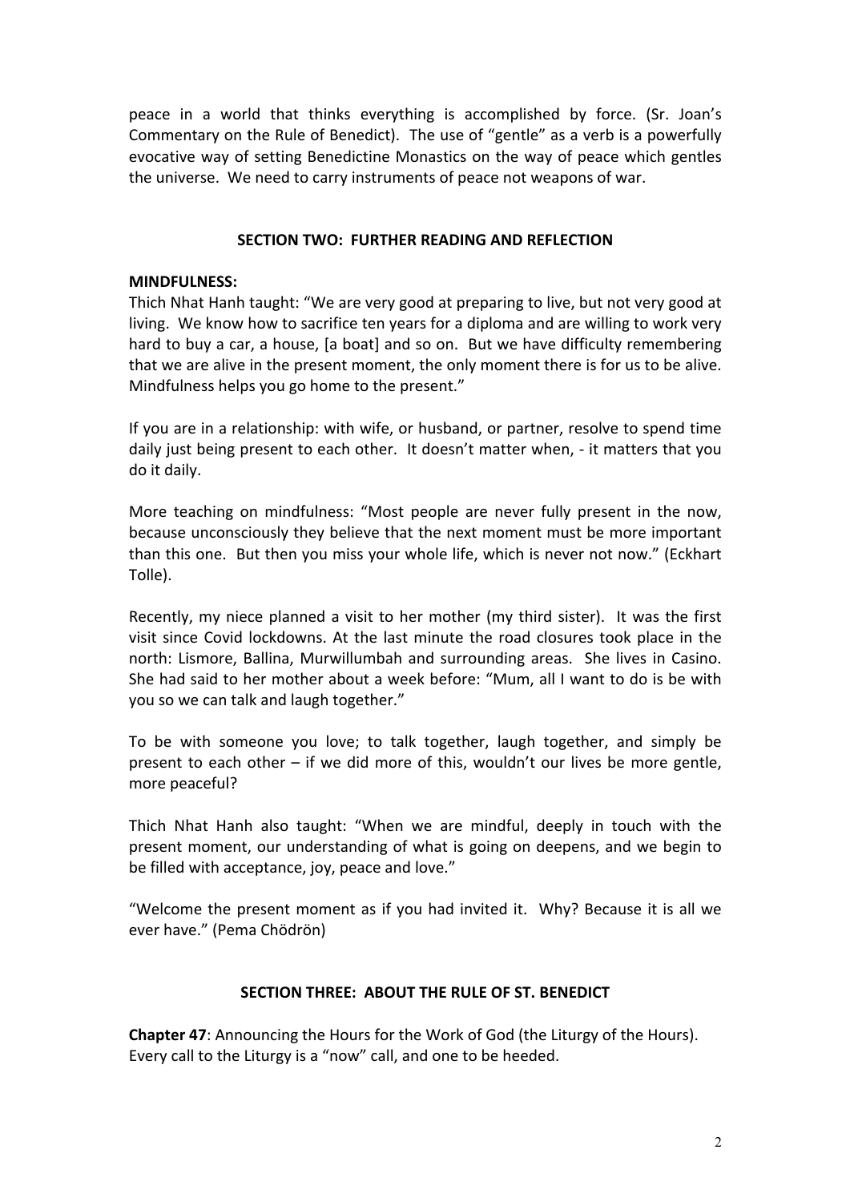peace in a world that thinks everything is accomplished by force. (Sr. Joan's Commentary on the Rule of Benedict). The use of "gentle" as a verb is a powerfully evocative way of setting Benedictine Monastics on the way of peace which gentles the universe. We need to carry instruments of peace not weapons of war.

## SECTION TWO: FURTHER READING AND REFLECTION

**MINDFULNESS:**

Thich Nhat Hanh taught: "We are very good at preparing to live, but not very good at living. We know how to sacrifice ten years for a diploma and are willing to work very hard to buy a car, a house, [a boat] and so on. But we have difficulty remembering that we are alive in the present moment, the only moment there is for us to be alive. Mindfulness helps you go home to the present."

If you are in a relationship: with wife, or husband, or partner, resolve to spend time daily just being present to each other. It doesn't matter when, - it matters that you do it daily.

More teaching on mindfulness: "Most people are never fully present in the now, because unconsciously they believe that the next moment must be more important than this one. But then you miss your whole life, which is never not now." (Eckhart Tolle).

Recently, my niece planned a visit to her mother (my third sister). It was the first visit since Covid lockdowns. At the last minute the road closures took place in the north: Lismore, Ballina, Murwillumbah and surrounding areas. She lives in Casino. She had said to her mother about a week before: "Mum, all I want to do is be with you so we can talk and laugh together."

To be with someone you love; to talk together, laugh together, and simply be present to each other – if we did more of this, wouldn't our lives be more gentle, more peaceful?

Thich Nhat Hanh also taught: "When we are mindful, deeply in touch with the present moment, our understanding of what is going on deepens, and we begin to be filled with acceptance, joy, peace and love."

"Welcome the present moment as if you had invited it. Why? Because it is all we ever have." (Pema Chödrön)

## SECTION THREE: ABOUT THE RULE OF ST. BENEDICT

**Chapter 47**: Announcing the Hours for the Work of God (the Liturgy of the Hours). Every call to the Liturgy is a "now" call, and one to be heeded.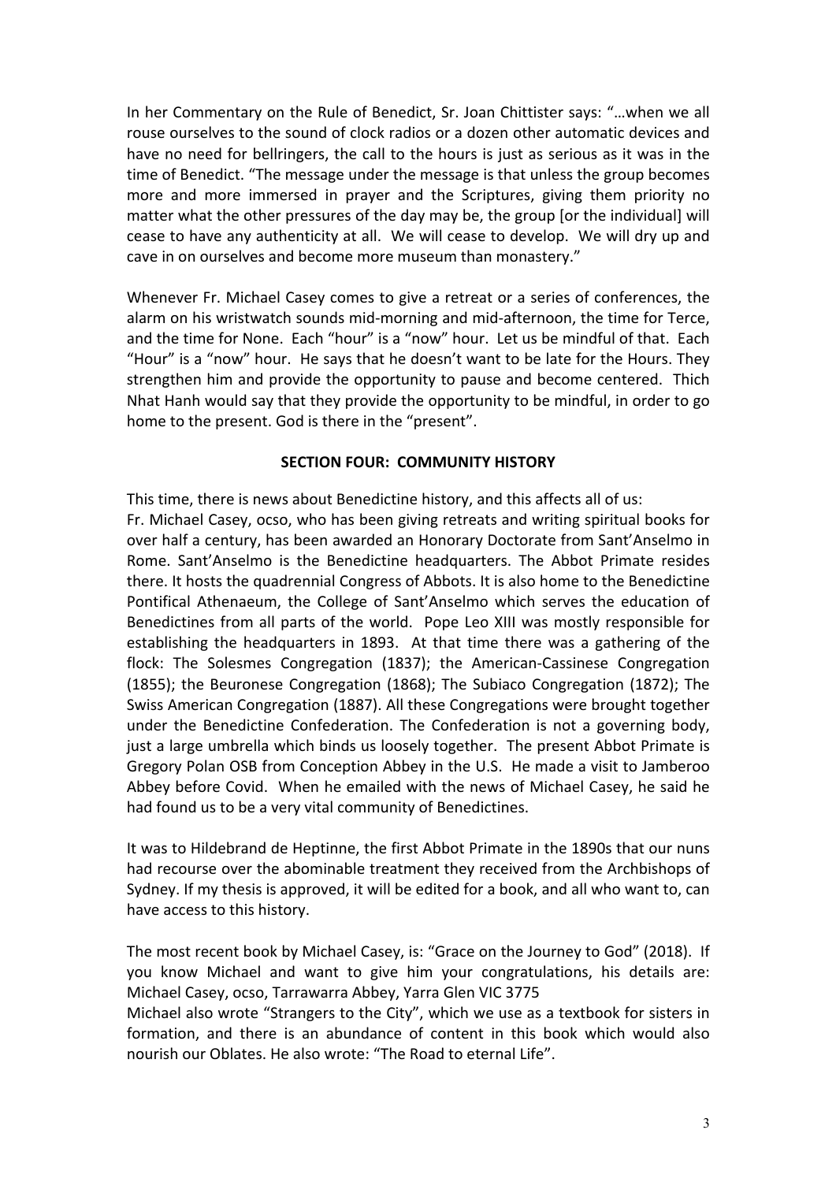In her Commentary on the Rule of Benedict, Sr. Joan Chittister says: "…when we all rouse ourselves to the sound of clock radios or a dozen other automatic devices and have no need for bellringers, the call to the hours is just as serious as it was in the time of Benedict. "The message under the message is that unless the group becomes more and more immersed in prayer and the Scriptures, giving them priority no matter what the other pressures of the day may be, the group [or the individual] will cease to have any authenticity at all. We will cease to develop. We will dry up and cave in on ourselves and become more museum than monastery."

Whenever Fr. Michael Casey comes to give a retreat or a series of conferences, the alarm on his wristwatch sounds mid-morning and mid-afternoon, the time for Terce, and the time for None. Each "hour" is a "now" hour. Let us be mindful of that. Each "Hour" is a "now" hour. He says that he doesn't want to be late for the Hours. They strengthen him and provide the opportunity to pause and become centered. Thich Nhat Hanh would say that they provide the opportunity to be mindful, in order to go home to the present. God is there in the "present".

## SECTION FOUR: COMMUNITY HISTORY

This time, there is news about Benedictine history, and this affects all of us:
Fr. Michael Casey, ocso, who has been giving retreats and writing spiritual books for over half a century, has been awarded an Honorary Doctorate from Sant'Anselmo in Rome. Sant'Anselmo is the Benedictine headquarters. The Abbot Primate resides there. It hosts the quadrennial Congress of Abbots. It is also home to the Benedictine Pontifical Athenaeum, the College of Sant'Anselmo which serves the education of Benedictines from all parts of the world. Pope Leo XIII was mostly responsible for establishing the headquarters in 1893. At that time there was a gathering of the flock: The Solesmes Congregation (1837); the American-Cassinese Congregation (1855); the Beuronese Congregation (1868); The Subiaco Congregation (1872); The Swiss American Congregation (1887). All these Congregations were brought together under the Benedictine Confederation. The Confederation is not a governing body, just a large umbrella which binds us loosely together. The present Abbot Primate is Gregory Polan OSB from Conception Abbey in the U.S. He made a visit to Jamberoo Abbey before Covid. When he emailed with the news of Michael Casey, he said he had found us to be a very vital community of Benedictines.

It was to Hildebrand de Heptinne, the first Abbot Primate in the 1890s that our nuns had recourse over the abominable treatment they received from the Archbishops of Sydney. If my thesis is approved, it will be edited for a book, and all who want to, can have access to this history.

The most recent book by Michael Casey, is: "Grace on the Journey to God" (2018). If you know Michael and want to give him your congratulations, his details are: Michael Casey, ocso, Tarrawarra Abbey, Yarra Glen VIC 3775
Michael also wrote "Strangers to the City", which we use as a textbook for sisters in formation, and there is an abundance of content in this book which would also nourish our Oblates. He also wrote: "The Road to eternal Life".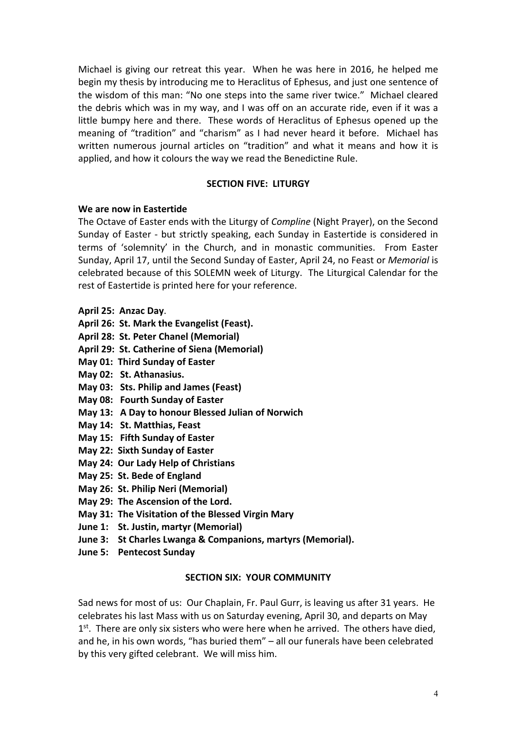Michael is giving our retreat this year. When he was here in 2016, he helped me begin my thesis by introducing me to Heraclitus of Ephesus, and just one sentence of the wisdom of this man: "No one steps into the same river twice." Michael cleared the debris which was in my way, and I was off on an accurate ride, even if it was a little bumpy here and there. These words of Heraclitus of Ephesus opened up the meaning of "tradition" and "charism" as I had never heard it before. Michael has written numerous journal articles on "tradition" and what it means and how it is applied, and how it colours the way we read the Benedictine Rule.

## SECTION FIVE: LITURGY

**We are now in Eastertide**

The Octave of Easter ends with the Liturgy of *Compline* (Night Prayer), on the Second Sunday of Easter - but strictly speaking, each Sunday in Eastertide is considered in terms of 'solemnity' in the Church, and in monastic communities. From Easter Sunday, April 17, until the Second Sunday of Easter, April 24, no Feast or *Memorial* is celebrated because of this SOLEMN week of Liturgy. The Liturgical Calendar for the rest of Eastertide is printed here for your reference.

**April 25: Anzac Day**.
**April 26: St. Mark the Evangelist (Feast).**
**April 28: St. Peter Chanel (Memorial)**
**April 29: St. Catherine of Siena (Memorial)**
**May 01: Third Sunday of Easter**
**May 02: St. Athanasius.**
**May 03: Sts. Philip and James (Feast)**
**May 08: Fourth Sunday of Easter**
**May 13: A Day to honour Blessed Julian of Norwich**
**May 14: St. Matthias, Feast**
**May 15: Fifth Sunday of Easter**
**May 22: Sixth Sunday of Easter**
**May 24: Our Lady Help of Christians**
**May 25: St. Bede of England**
**May 26: St. Philip Neri (Memorial)**
**May 29: The Ascension of the Lord.**
**May 31: The Visitation of the Blessed Virgin Mary**
**June 1: St. Justin, martyr (Memorial)**
**June 3: St Charles Lwanga & Companions, martyrs (Memorial).**
**June 5: Pentecost Sunday**

## SECTION SIX: YOUR COMMUNITY

Sad news for most of us: Our Chaplain, Fr. Paul Gurr, is leaving us after 31 years. He celebrates his last Mass with us on Saturday evening, April 30, and departs on May 1st. There are only six sisters who were here when he arrived. The others have died, and he, in his own words, "has buried them" – all our funerals have been celebrated by this very gifted celebrant. We will miss him.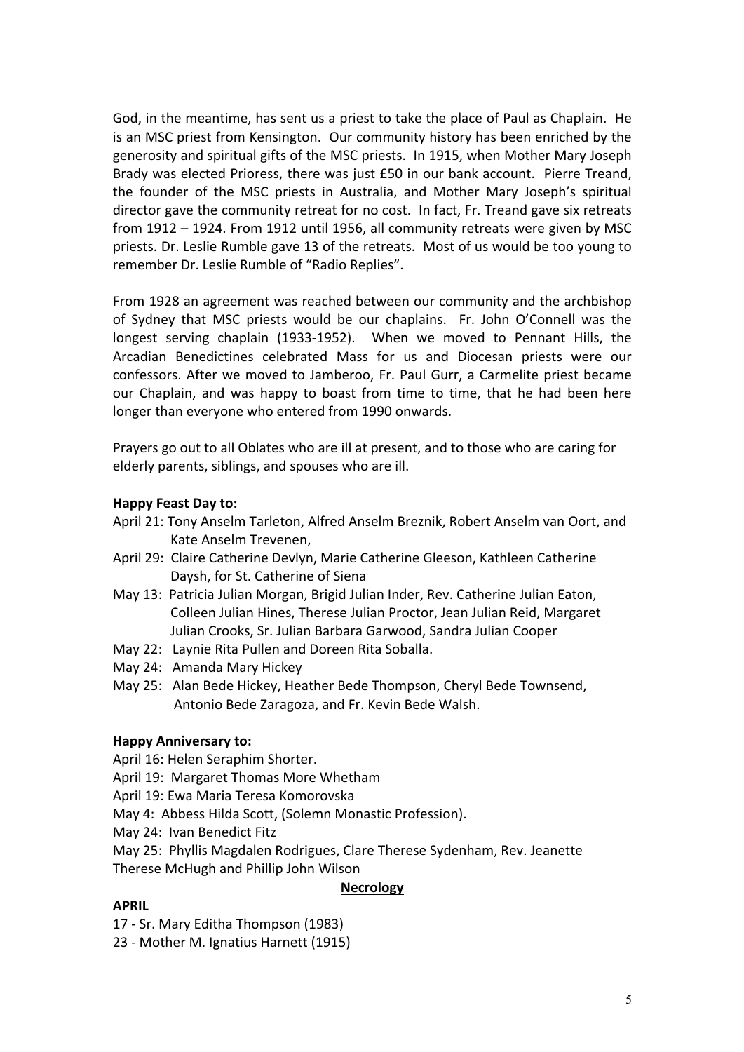God, in the meantime, has sent us a priest to take the place of Paul as Chaplain. He is an MSC priest from Kensington. Our community history has been enriched by the generosity and spiritual gifts of the MSC priests. In 1915, when Mother Mary Joseph Brady was elected Prioress, there was just £50 in our bank account. Pierre Treand, the founder of the MSC priests in Australia, and Mother Mary Joseph's spiritual director gave the community retreat for no cost. In fact, Fr. Treand gave six retreats from 1912 – 1924. From 1912 until 1956, all community retreats were given by MSC priests. Dr. Leslie Rumble gave 13 of the retreats. Most of us would be too young to remember Dr. Leslie Rumble of "Radio Replies".

From 1928 an agreement was reached between our community and the archbishop of Sydney that MSC priests would be our chaplains. Fr. John O'Connell was the longest serving chaplain (1933-1952). When we moved to Pennant Hills, the Arcadian Benedictines celebrated Mass for us and Diocesan priests were our confessors. After we moved to Jamberoo, Fr. Paul Gurr, a Carmelite priest became our Chaplain, and was happy to boast from time to time, that he had been here longer than everyone who entered from 1990 onwards.

Prayers go out to all Oblates who are ill at present, and to those who are caring for elderly parents, siblings, and spouses who are ill.

**Happy Feast Day to:**

April 21: Tony Anselm Tarleton, Alfred Anselm Breznik, Robert Anselm van Oort, and Kate Anselm Trevenen,
April 29: Claire Catherine Devlyn, Marie Catherine Gleeson, Kathleen Catherine Daysh, for St. Catherine of Siena
May 13: Patricia Julian Morgan, Brigid Julian Inder, Rev. Catherine Julian Eaton, Colleen Julian Hines, Therese Julian Proctor, Jean Julian Reid, Margaret Julian Crooks, Sr. Julian Barbara Garwood, Sandra Julian Cooper
May 22: Laynie Rita Pullen and Doreen Rita Soballa.
May 24: Amanda Mary Hickey
May 25: Alan Bede Hickey, Heather Bede Thompson, Cheryl Bede Townsend, Antonio Bede Zaragoza, and Fr. Kevin Bede Walsh.

**Happy Anniversary to:**

April 16: Helen Seraphim Shorter.
April 19: Margaret Thomas More Whetham
April 19: Ewa Maria Teresa Komorovska
May 4: Abbess Hilda Scott, (Solemn Monastic Profession).
May 24: Ivan Benedict Fitz
May 25: Phyllis Magdalen Rodrigues, Clare Therese Sydenham, Rev. Jeanette Therese McHugh and Phillip John Wilson

**Necrology**

**APRIL**

17 - Sr. Mary Editha Thompson (1983)
23 - Mother M. Ignatius Harnett (1915)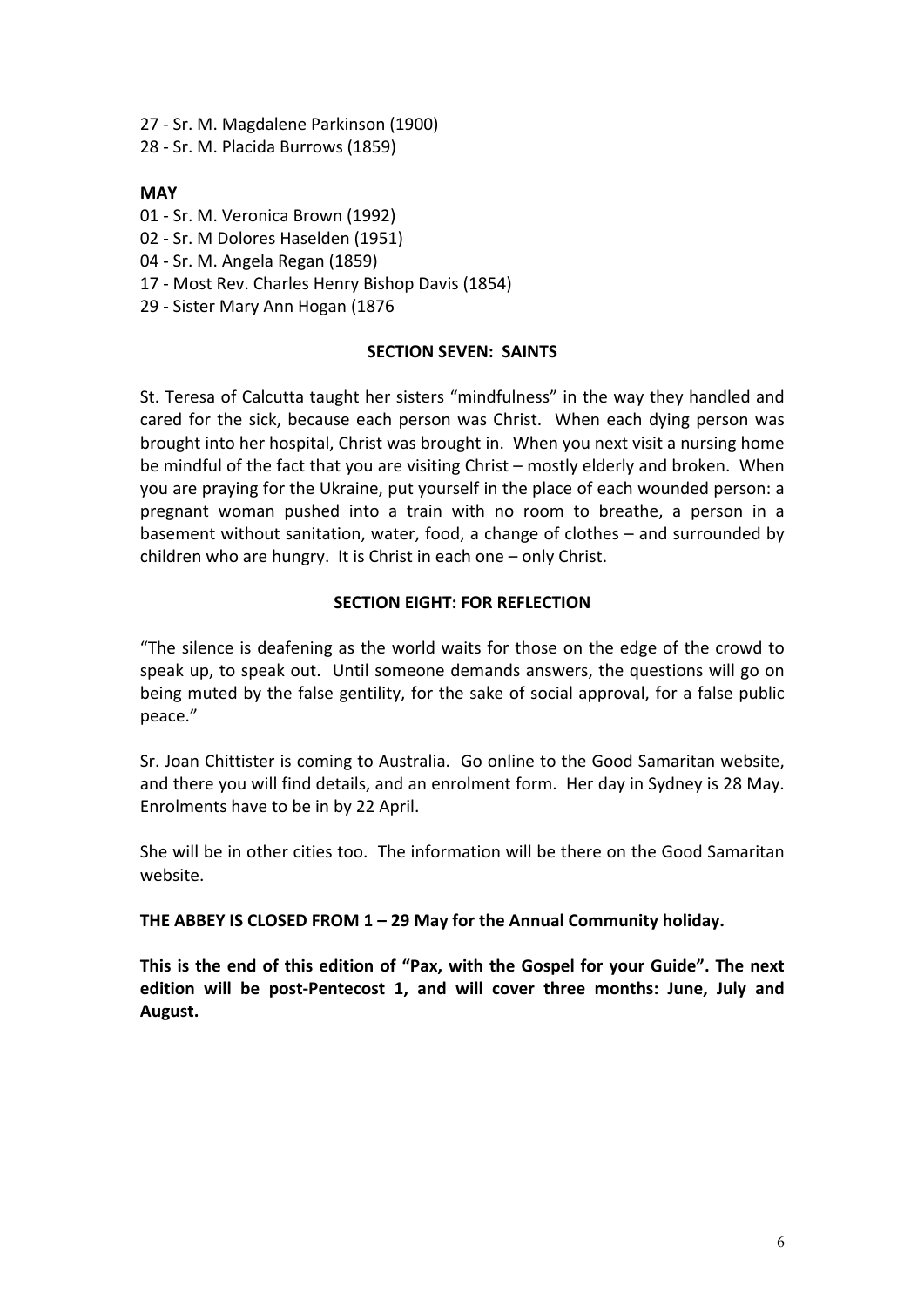27 - Sr. M. Magdalene Parkinson (1900)
28 - Sr. M. Placida Burrows (1859)

**MAY**

01 - Sr. M. Veronica Brown (1992)
02 - Sr. M Dolores Haselden (1951)
04 - Sr. M. Angela Regan (1859)
17 - Most Rev. Charles Henry Bishop Davis (1854)
29 - Sister Mary Ann Hogan (1876

## SECTION SEVEN: SAINTS

St. Teresa of Calcutta taught her sisters "mindfulness" in the way they handled and cared for the sick, because each person was Christ. When each dying person was brought into her hospital, Christ was brought in. When you next visit a nursing home be mindful of the fact that you are visiting Christ – mostly elderly and broken. When you are praying for the Ukraine, put yourself in the place of each wounded person: a pregnant woman pushed into a train with no room to breathe, a person in a basement without sanitation, water, food, a change of clothes – and surrounded by children who are hungry. It is Christ in each one – only Christ.

## SECTION EIGHT: FOR REFLECTION

"The silence is deafening as the world waits for those on the edge of the crowd to speak up, to speak out. Until someone demands answers, the questions will go on being muted by the false gentility, for the sake of social approval, for a false public peace."

Sr. Joan Chittister is coming to Australia. Go online to the Good Samaritan website, and there you will find details, and an enrolment form. Her day in Sydney is 28 May. Enrolments have to be in by 22 April.

She will be in other cities too. The information will be there on the Good Samaritan website.

**THE ABBEY IS CLOSED FROM 1 – 29 May for the Annual Community holiday.**

**This is the end of this edition of "Pax, with the Gospel for your Guide". The next edition will be post-Pentecost 1, and will cover three months: June, July and August.**